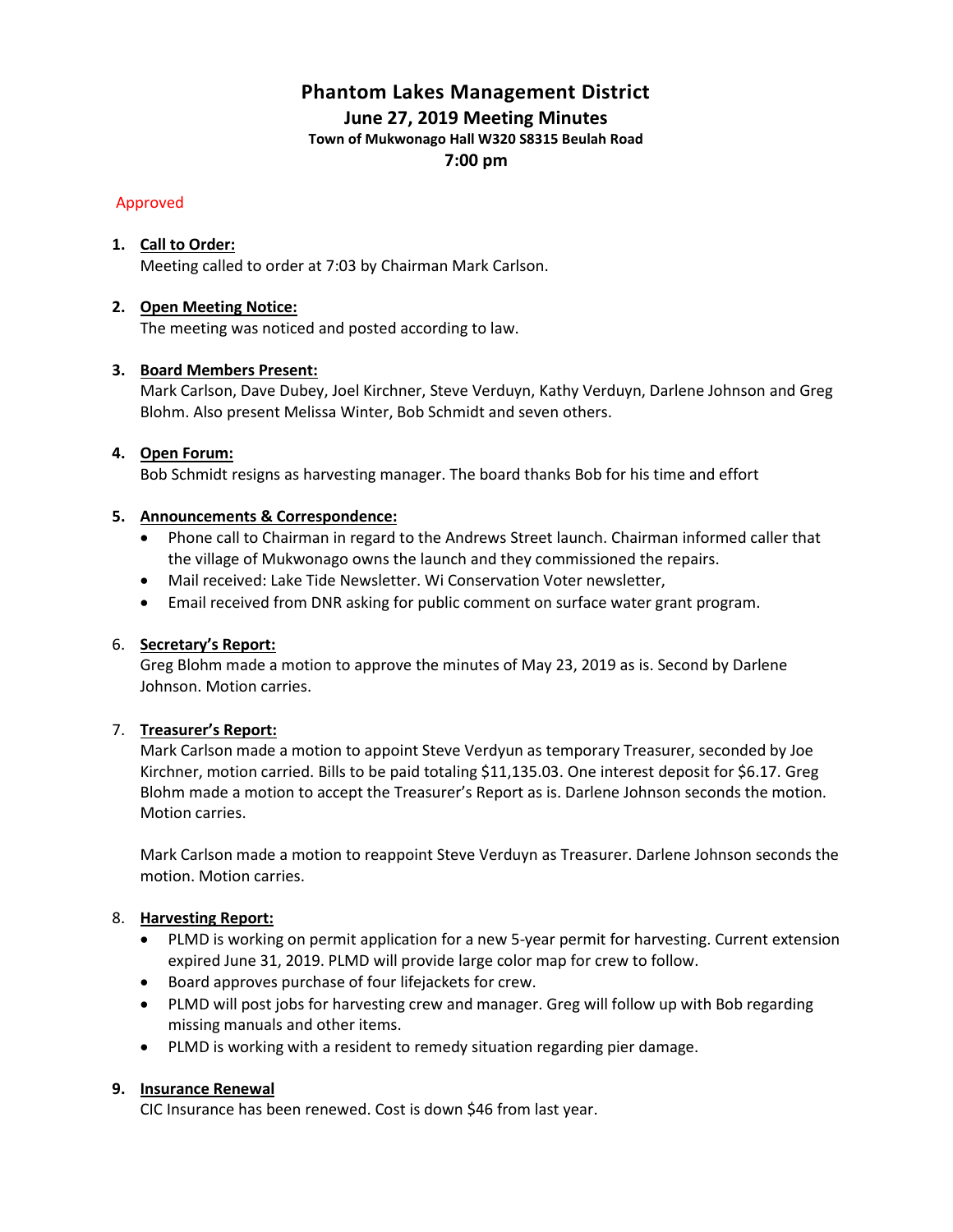# Phantom Lakes Management District

## June 27, 2019 Meeting Minutes

### Town of Mukwonago Hall W320 S8315 Beulah Road

### 7:00 pm

Approved

1. **Call to Order:**
   Meeting called to order at 7:03 by Chairman Mark Carlson.

2. **Open Meeting Notice:**
   The meeting was noticed and posted according to law.

3. **Board Members Present:**
   Mark Carlson, Dave Dubey, Joel Kirchner, Steve Verduyn, Kathy Verduyn, Darlene Johnson and Greg Blohm. Also present Melissa Winter, Bob Schmidt and seven others.

4. **Open Forum:**
   Bob Schmidt resigns as harvesting manager. The board thanks Bob for his time and effort

5. **Announcements & Correspondence:**
   - Phone call to Chairman in regard to the Andrews Street launch. Chairman informed caller that the village of Mukwonago owns the launch and they commissioned the repairs.
   - Mail received: Lake Tide Newsletter. Wi Conservation Voter newsletter,
   - Email received from DNR asking for public comment on surface water grant program.

6. **Secretary's Report:**
   Greg Blohm made a motion to approve the minutes of May 23, 2019 as is. Second by Darlene Johnson. Motion carries.

7. **Treasurer's Report:**
   Mark Carlson made a motion to appoint Steve Verdyun as temporary Treasurer, seconded by Joe Kirchner, motion carried. Bills to be paid totaling $11,135.03. One interest deposit for $6.17. Greg Blohm made a motion to accept the Treasurer's Report as is. Darlene Johnson seconds the motion. Motion carries.

   Mark Carlson made a motion to reappoint Steve Verduyn as Treasurer. Darlene Johnson seconds the motion. Motion carries.

8. **Harvesting Report:**
   - PLMD is working on permit application for a new 5-year permit for harvesting. Current extension expired June 31, 2019. PLMD will provide large color map for crew to follow.
   - Board approves purchase of four lifejackets for crew.
   - PLMD will post jobs for harvesting crew and manager. Greg will follow up with Bob regarding missing manuals and other items.
   - PLMD is working with a resident to remedy situation regarding pier damage.

9. **Insurance Renewal**
   CIC Insurance has been renewed. Cost is down $46 from last year.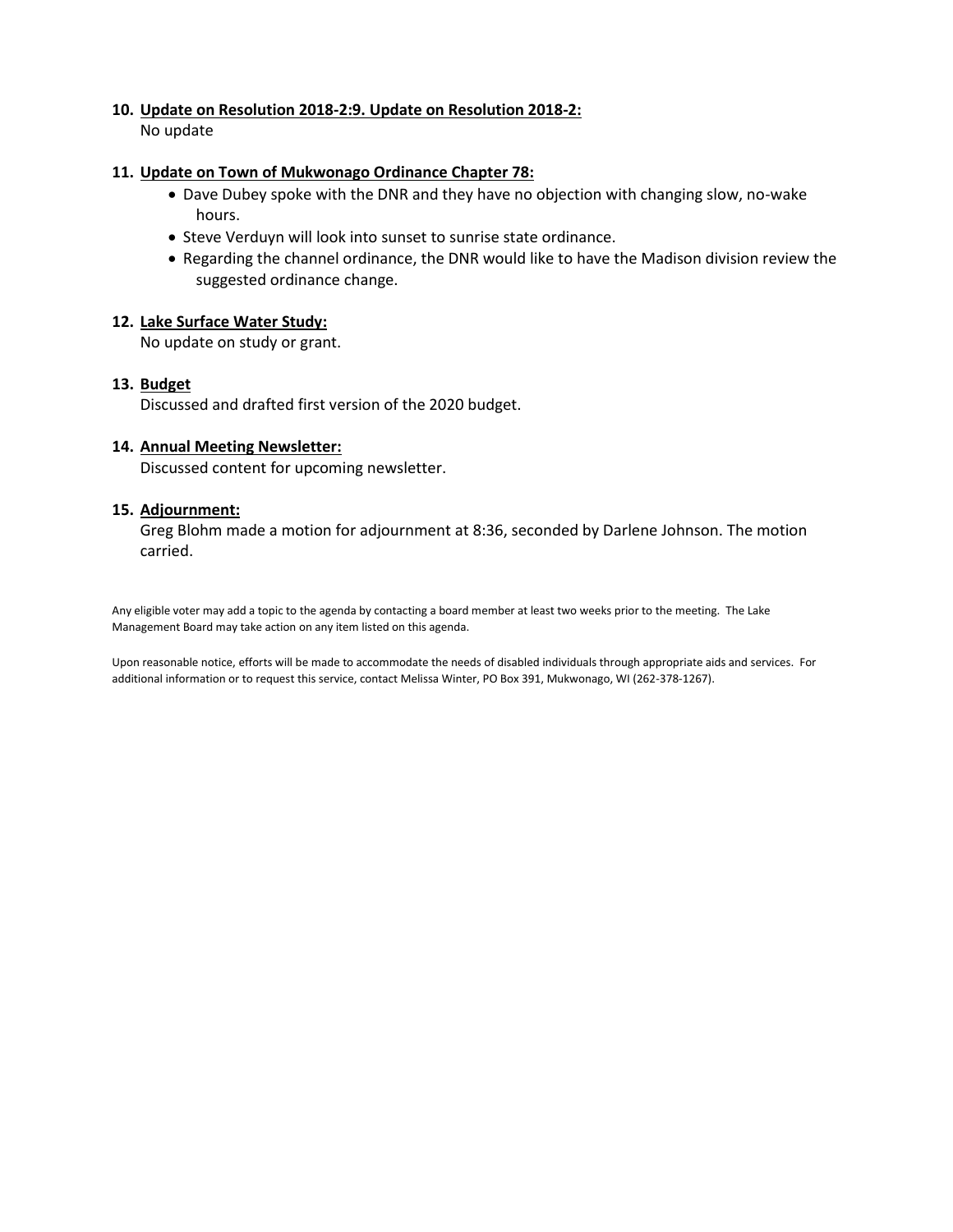10. **<u>Update on Resolution 2018-2:9. Update on Resolution 2018-2:</u>**
    No update

11. **<u>Update on Town of Mukwonago Ordinance Chapter 78:</u>**
    - Dave Dubey spoke with the DNR and they have no objection with changing slow, no-wake hours.
    - Steve Verduyn will look into sunset to sunrise state ordinance.
    - Regarding the channel ordinance, the DNR would like to have the Madison division review the suggested ordinance change.

12. **<u>Lake Surface Water Study:</u>**
    No update on study or grant.

13. **<u>Budget</u>**
    Discussed and drafted first version of the 2020 budget.

14. **<u>Annual Meeting Newsletter:</u>**
    Discussed content for upcoming newsletter.

15. **<u>Adjournment:</u>**
    Greg Blohm made a motion for adjournment at 8:36, seconded by Darlene Johnson. The motion carried.

Any eligible voter may add a topic to the agenda by contacting a board member at least two weeks prior to the meeting. The Lake Management Board may take action on any item listed on this agenda.

Upon reasonable notice, efforts will be made to accommodate the needs of disabled individuals through appropriate aids and services. For additional information or to request this service, contact Melissa Winter, PO Box 391, Mukwonago, WI (262-378-1267).